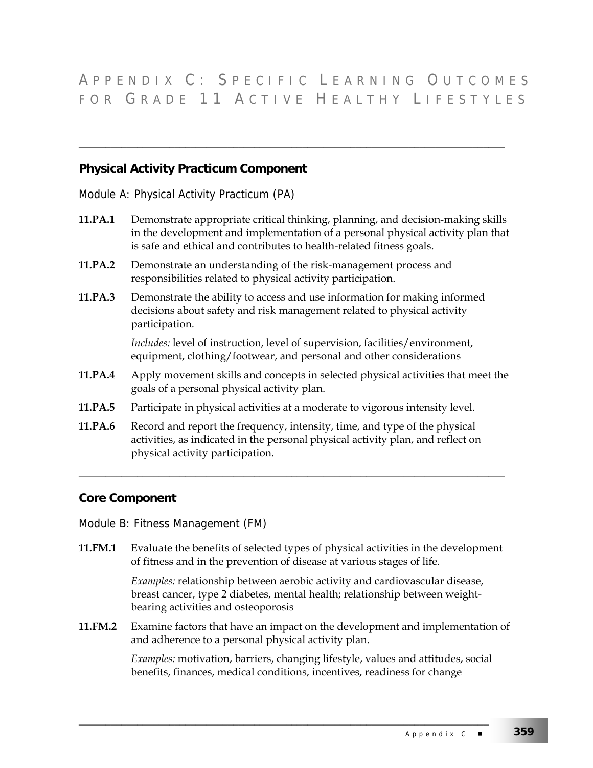# Appendix C: Specific Learning Outcomes for Grade 11 Active Healthy Lifestyles

## Physical Activity Practicum Component

### Module A: Physical Activity Practicum (PA)

**11.PA.1** Demonstrate appropriate critical thinking, planning, and decision-making skills in the development and implementation of a personal physical activity plan that is safe and ethical and contributes to health-related fitness goals.

**11.PA.2** Demonstrate an understanding of the risk-management process and responsibilities related to physical activity participation.

**11.PA.3** Demonstrate the ability to access and use information for making informed decisions about safety and risk management related to physical activity participation.

*Includes:* level of instruction, level of supervision, facilities/environment, equipment, clothing/footwear, and personal and other considerations

**11.PA.4** Apply movement skills and concepts in selected physical activities that meet the goals of a personal physical activity plan.

**11.PA.5** Participate in physical activities at a moderate to vigorous intensity level.

**11.PA.6** Record and report the frequency, intensity, time, and type of the physical activities, as indicated in the personal physical activity plan, and reflect on physical activity participation.

## Core Component

### Module B: Fitness Management (FM)

**11.FM.1** Evaluate the benefits of selected types of physical activities in the development of fitness and in the prevention of disease at various stages of life.

*Examples:* relationship between aerobic activity and cardiovascular disease, breast cancer, type 2 diabetes, mental health; relationship between weight-bearing activities and osteoporosis

**11.FM.2** Examine factors that have an impact on the development and implementation of and adherence to a personal physical activity plan.

*Examples:* motivation, barriers, changing lifestyle, values and attitudes, social benefits, finances, medical conditions, incentives, readiness for change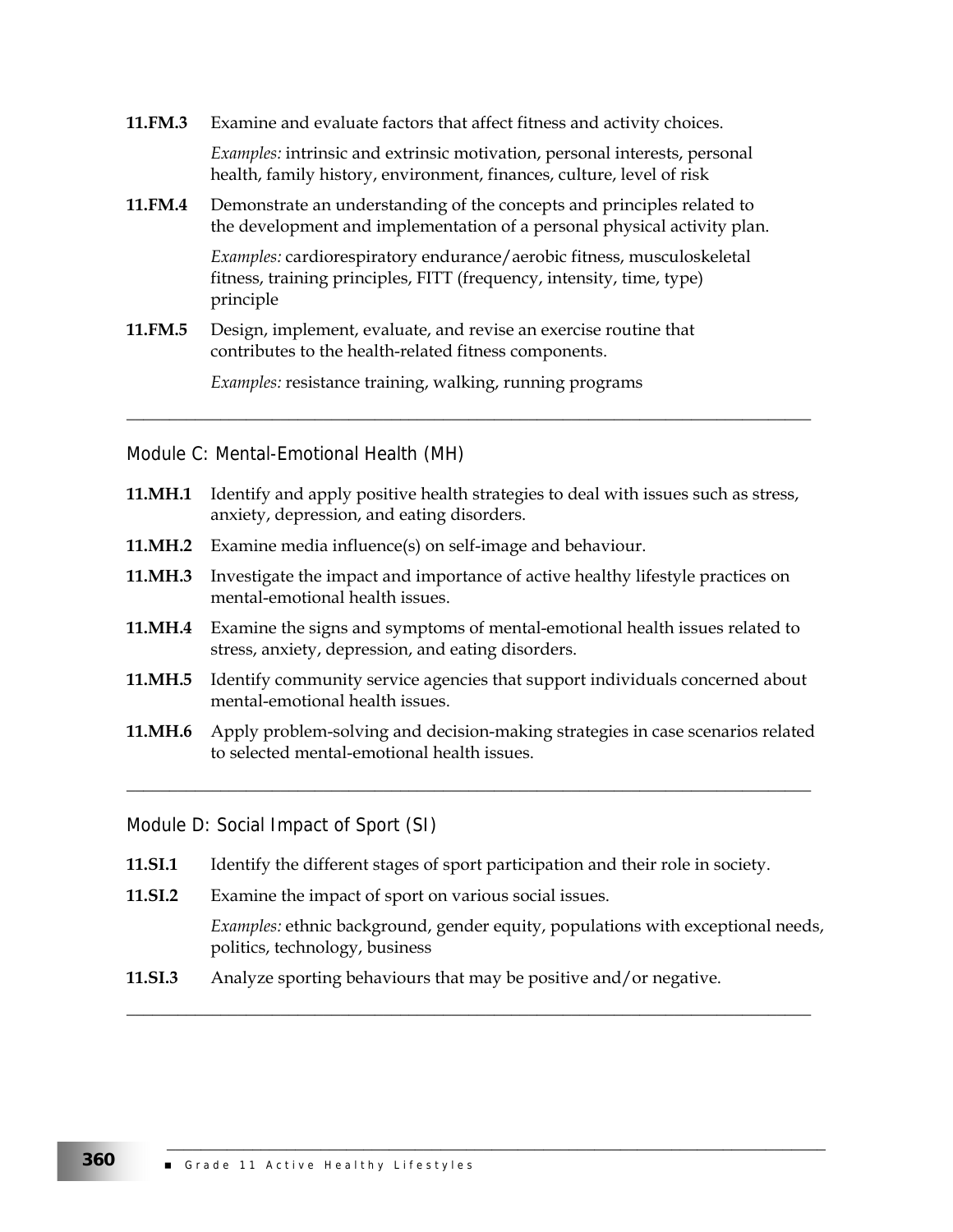**11.FM.3** Examine and evaluate factors that affect fitness and activity choices.

*Examples:* intrinsic and extrinsic motivation, personal interests, personal health, family history, environment, finances, culture, level of risk

**11.FM.4** Demonstrate an understanding of the concepts and principles related to the development and implementation of a personal physical activity plan.

*Examples:* cardiorespiratory endurance/aerobic fitness, musculoskeletal fitness, training principles, FITT (frequency, intensity, time, type) principle

**11.FM.5** Design, implement, evaluate, and revise an exercise routine that contributes to the health-related fitness components.

*Examples:* resistance training, walking, running programs

---

## Module C: Mental-Emotional Health (MH)

**11.MH.1** Identify and apply positive health strategies to deal with issues such as stress, anxiety, depression, and eating disorders.

**11.MH.2** Examine media influence(s) on self-image and behaviour.

**11.MH.3** Investigate the impact and importance of active healthy lifestyle practices on mental-emotional health issues.

**11.MH.4** Examine the signs and symptoms of mental-emotional health issues related to stress, anxiety, depression, and eating disorders.

**11.MH.5** Identify community service agencies that support individuals concerned about mental-emotional health issues.

**11.MH.6** Apply problem-solving and decision-making strategies in case scenarios related to selected mental-emotional health issues.

---

## Module D: Social Impact of Sport (SI)

**11.SI.1** Identify the different stages of sport participation and their role in society.

**11.SI.2** Examine the impact of sport on various social issues.

*Examples:* ethnic background, gender equity, populations with exceptional needs, politics, technology, business

**11.SI.3** Analyze sporting behaviours that may be positive and/or negative.

---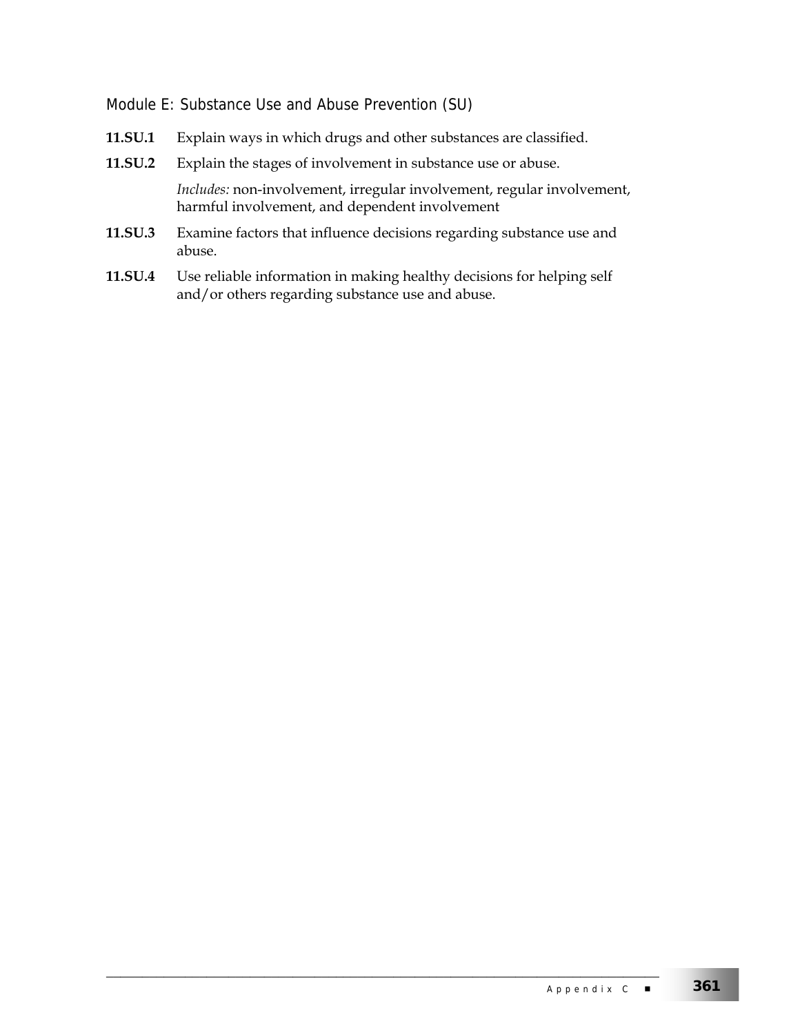## Module E: Substance Use and Abuse Prevention (SU)

**11.SU.1** Explain ways in which drugs and other substances are classified.

**11.SU.2** Explain the stages of involvement in substance use or abuse.

*Includes:* non-involvement, irregular involvement, regular involvement, harmful involvement, and dependent involvement

**11.SU.3** Examine factors that influence decisions regarding substance use and abuse.

**11.SU.4** Use reliable information in making healthy decisions for helping self and/or others regarding substance use and abuse.